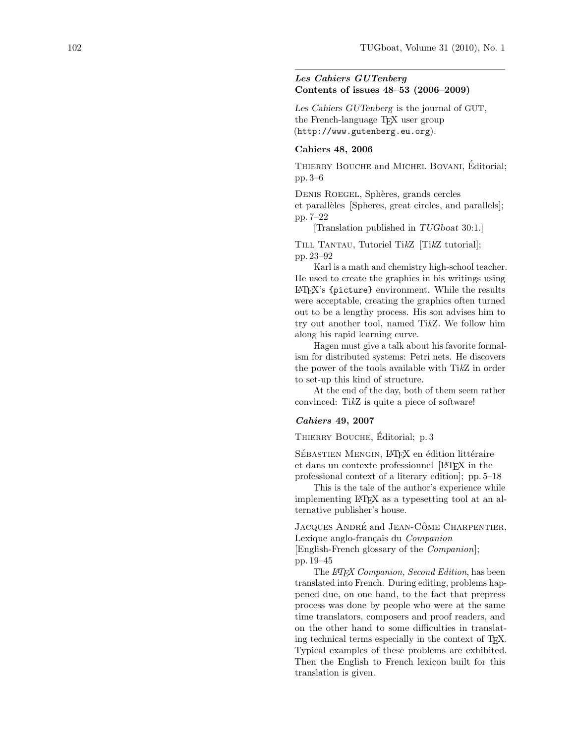## *Les Cahiers GUTenberg* Contents of issues 48–53 (2006–2009)

*Les Cahiers GUTenberg* is the journal of GUT, the French-language TEX user group (http://www.gutenberg.eu.org).

### Cahiers 48, 2006

Thierry Bouche and Michel Bovani, Éditorial; pp. 3–6

Denis Roegel, Sphères, grands cercles et parallèles [Spheres, great circles, and parallels]; pp. 7–22

[Translation published in *TUGboat* 30:1.]

Till Tantau, Tutoriel Ti*k*Z [Ti*k*Z tutorial]; pp. 23–92

Karl is a math and chemistry high-school teacher. He used to create the graphics in his writings using LATEX's {picture} environment. While the results were acceptable, creating the graphics often turned out to be a lengthy process. His son advises him to try out another tool, named Ti*k*Z. We follow him along his rapid learning curve.

Hagen must give a talk about his favorite formalism for distributed systems: Petri nets. He discovers the power of the tools available with Ti*k*Z in order to set-up this kind of structure.

At the end of the day, both of them seem rather convinced: Ti*k*Z is quite a piece of software!

### *Cahiers* 49, 2007

Thierry Bouche, Éditorial; p. 3

Sébastien Mengin, LATEX en édition littéraire et dans un contexte professionnel [LATEX in the professional context of a literary edition]; pp. 5–18

This is the tale of the author's experience while implementing LATEX as a typesetting tool at an alternative publisher's house.

Jacques André and Jean-Côme Charpentier, Lexique anglo-français du *Companion* [English-French glossary of the *Companion*]; pp. 19–45

The *LATEX Companion, Second Edition*, has been translated into French. During editing, problems happened due, on one hand, to the fact that prepress process was done by people who were at the same time translators, composers and proof readers, and on the other hand to some difficulties in translating technical terms especially in the context of TEX. Typical examples of these problems are exhibited. Then the English to French lexicon built for this translation is given.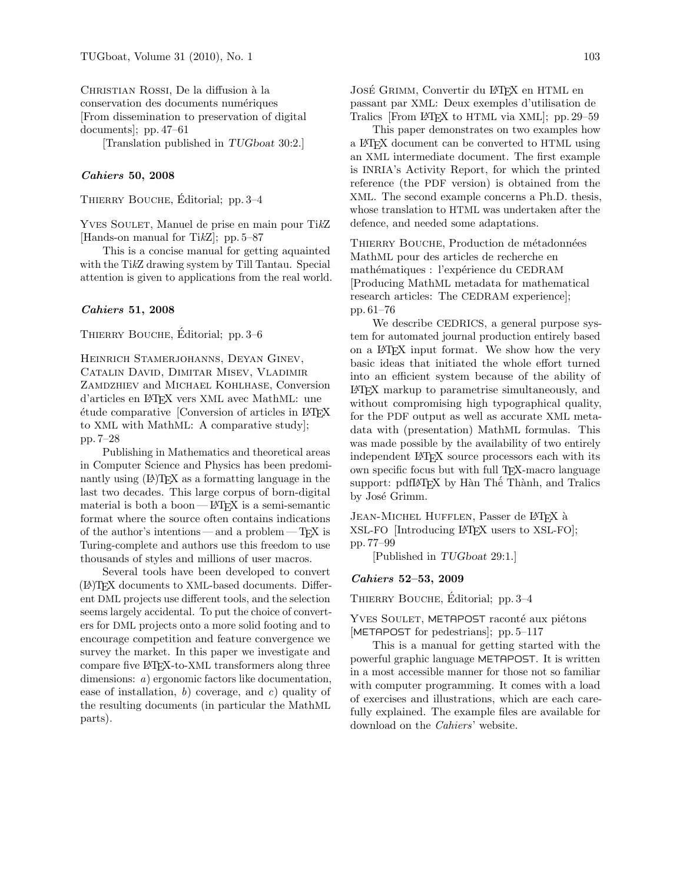Christian Rossi, De la diffusion à la conservation des documents numériques [From dissemination to preservation of digital documents]; pp. 47–61

[Translation published in *TUGboat* 30:2.]

### *Cahiers* 50, 2008

Thierry Bouche, Éditorial; pp. 3–4

Yves Soulet, Manuel de prise en main pour Ti*k*Z [Hands-on manual for Ti*k*Z]; pp. 5–87

This is a concise manual for getting aquainted with the Ti*k*Z drawing system by Till Tantau. Special attention is given to applications from the real world.

### *Cahiers* 51, 2008

Thierry Bouche, Éditorial; pp. 3–6

Heinrich Stamerjohanns, Deyan Ginev, Catalin David, Dimitar Misev, Vladimir Zamdzhiev and Michael Kohlhase, Conversion d'articles en LaTeX vers XML avec MathML: une étude comparative [Conversion of articles in LaTeX to XML with MathML: A comparative study]; pp. 7–28

Publishing in Mathematics and theoretical areas in Computer Science and Physics has been predominantly using (La)TeX as a formatting language in the last two decades. This large corpus of born-digital material is both a boon — LaTeX is a semi-semantic format where the source often contains indications of the author's intentions — and a problem — TeX is Turing-complete and authors use this freedom to use thousands of styles and millions of user macros.

Several tools have been developed to convert (La)TeX documents to XML-based documents. Different DML projects use different tools, and the selection seems largely accidental. To put the choice of converters for DML projects onto a more solid footing and to encourage competition and feature convergence we survey the market. In this paper we investigate and compare five LaTeX-to-XML transformers along three dimensions: *a*) ergonomic factors like documentation, ease of installation, *b*) coverage, and *c*) quality of the resulting documents (in particular the MathML parts).

José Grimm, Convertir du LaTeX en HTML en passant par XML: Deux exemples d'utilisation de Tralics [From LaTeX to HTML via XML]; pp. 29–59

This paper demonstrates on two examples how a LaTeX document can be converted to HTML using an XML intermediate document. The first example is INRIA's Activity Report, for which the printed reference (the PDF version) is obtained from the XML. The second example concerns a Ph.D. thesis, whose translation to HTML was undertaken after the defence, and needed some adaptations.

Thierry Bouche, Production de métadonnées MathML pour des articles de recherche en mathématiques : l'expérience du CEDRAM [Producing MathML metadata for mathematical research articles: The CEDRAM experience]; pp. 61–76

We describe CEDRICS, a general purpose system for automated journal production entirely based on a LaTeX input format. We show how the very basic ideas that initiated the whole effort turned into an efficient system because of the ability of LaTeX markup to parametrise simultaneously, and without compromising high typographical quality, for the PDF output as well as accurate XML metadata with (presentation) MathML formulas. This was made possible by the availability of two entirely independent LaTeX source processors each with its own specific focus but with full TeX-macro language support: pdfLaTeX by Hàn Thế Thành, and Tralics by José Grimm.

Jean-Michel Hufflen, Passer de LaTeX à XSL-FO [Introducing LaTeX users to XSL-FO]; pp. 77–99

[Published in *TUGboat* 29:1.]

### *Cahiers* 52–53, 2009

Thierry Bouche, Éditorial; pp. 3–4

Yves Soulet, METAPOST raconté aux piétons [METAPOST for pedestrians]; pp. 5–117

This is a manual for getting started with the powerful graphic language METAPOST. It is written in a most accessible manner for those not so familiar with computer programming. It comes with a load of exercises and illustrations, which are each carefully explained. The example files are available for download on the *Cahiers*' website.